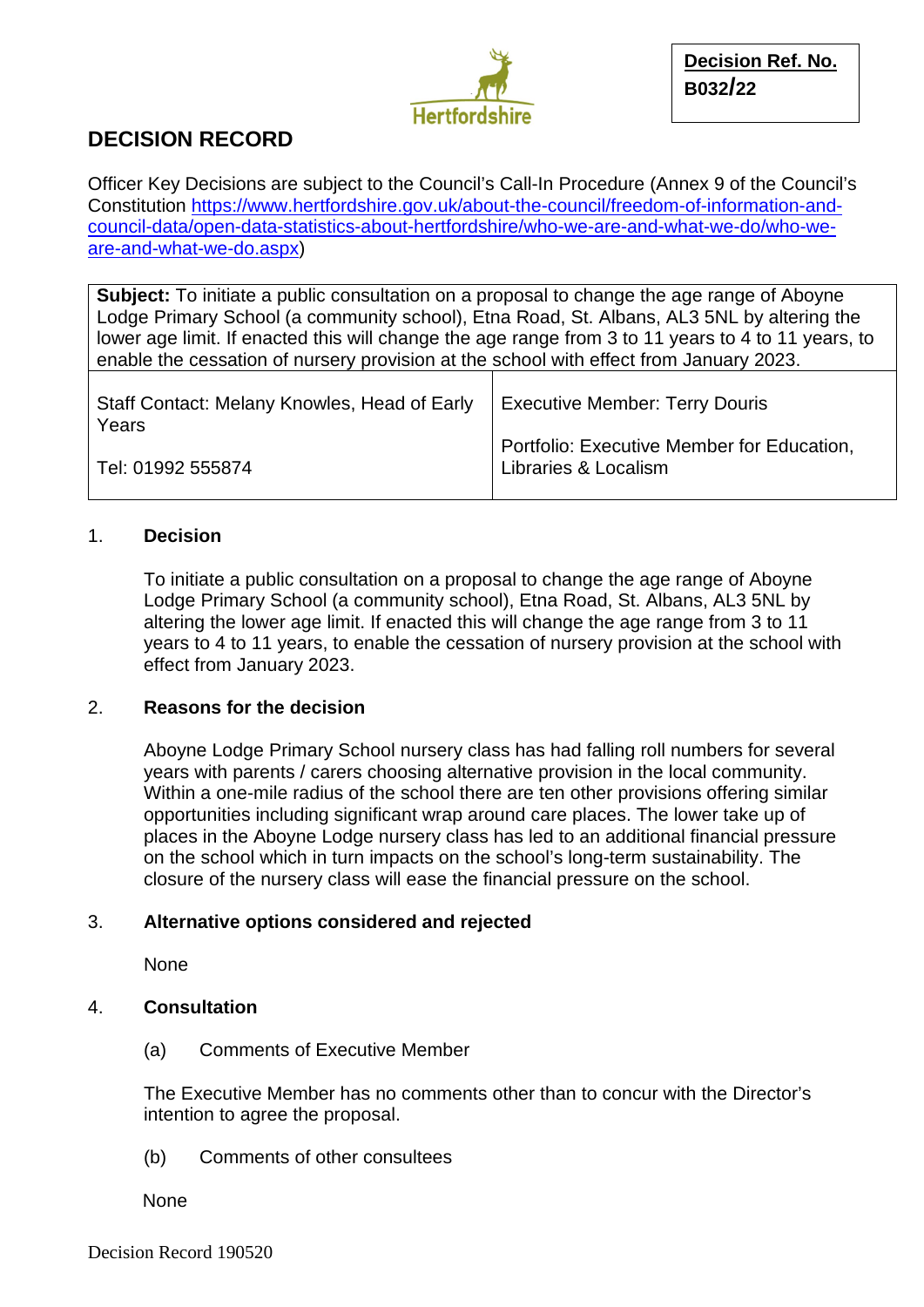**Decision Ref. No. B032/22**

# DECISION RECORD

Officer Key Decisions are subject to the Council's Call-In Procedure (Annex 9 of the Council's Constitution https://www.hertfordshire.gov.uk/about-the-council/freedom-of-information-and-council-data/open-data-statistics-about-hertfordshire/who-we-are-and-what-we-do/who-we-are-and-what-we-do.aspx)

| **Subject:** To initiate a public consultation on a proposal to change the age range of Aboyne Lodge Primary School (a community school), Etna Road, St. Albans, AL3 5NL by altering the lower age limit. If enacted this will change the age range from 3 to 11 years to 4 to 11 years, to enable the cessation of nursery provision at the school with effect from January 2023. | |
|---|---|
| Staff Contact: Melany Knowles, Head of Early Years<br><br>Tel: 01992 555874 | Executive Member: Terry Douris<br><br>Portfolio: Executive Member for Education, Libraries & Localism |

## 1. Decision

To initiate a public consultation on a proposal to change the age range of Aboyne Lodge Primary School (a community school), Etna Road, St. Albans, AL3 5NL by altering the lower age limit. If enacted this will change the age range from 3 to 11 years to 4 to 11 years, to enable the cessation of nursery provision at the school with effect from January 2023.

## 2. Reasons for the decision

Aboyne Lodge Primary School nursery class has had falling roll numbers for several years with parents / carers choosing alternative provision in the local community. Within a one-mile radius of the school there are ten other provisions offering similar opportunities including significant wrap around care places. The lower take up of places in the Aboyne Lodge nursery class has led to an additional financial pressure on the school which in turn impacts on the school's long-term sustainability. The closure of the nursery class will ease the financial pressure on the school.

## 3. Alternative options considered and rejected

None

## 4. Consultation

(a) Comments of Executive Member

The Executive Member has no comments other than to concur with the Director's intention to agree the proposal.

(b) Comments of other consultees

None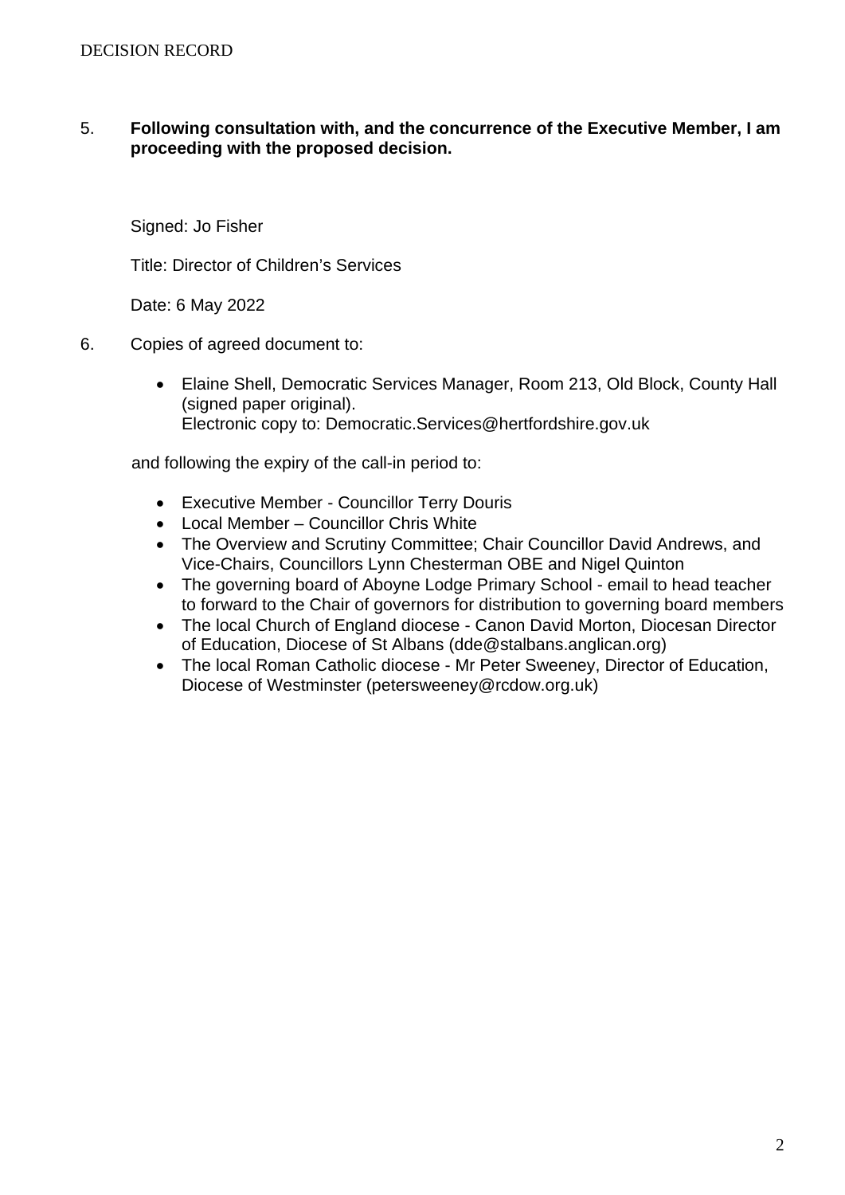5. **Following consultation with, and the concurrence of the Executive Member, I am proceeding with the proposed decision.**

Signed: Jo Fisher

Title: Director of Children's Services

Date: 6 May 2022

6. Copies of agreed document to:

- Elaine Shell, Democratic Services Manager, Room 213, Old Block, County Hall (signed paper original).
  Electronic copy to: Democratic.Services@hertfordshire.gov.uk

and following the expiry of the call-in period to:

- Executive Member - Councillor Terry Douris
- Local Member – Councillor Chris White
- The Overview and Scrutiny Committee; Chair Councillor David Andrews, and Vice-Chairs, Councillors Lynn Chesterman OBE and Nigel Quinton
- The governing board of Aboyne Lodge Primary School - email to head teacher to forward to the Chair of governors for distribution to governing board members
- The local Church of England diocese - Canon David Morton, Diocesan Director of Education, Diocese of St Albans (dde@stalbans.anglican.org)
- The local Roman Catholic diocese - Mr Peter Sweeney, Director of Education, Diocese of Westminster (petersweeney@rcdow.org.uk)